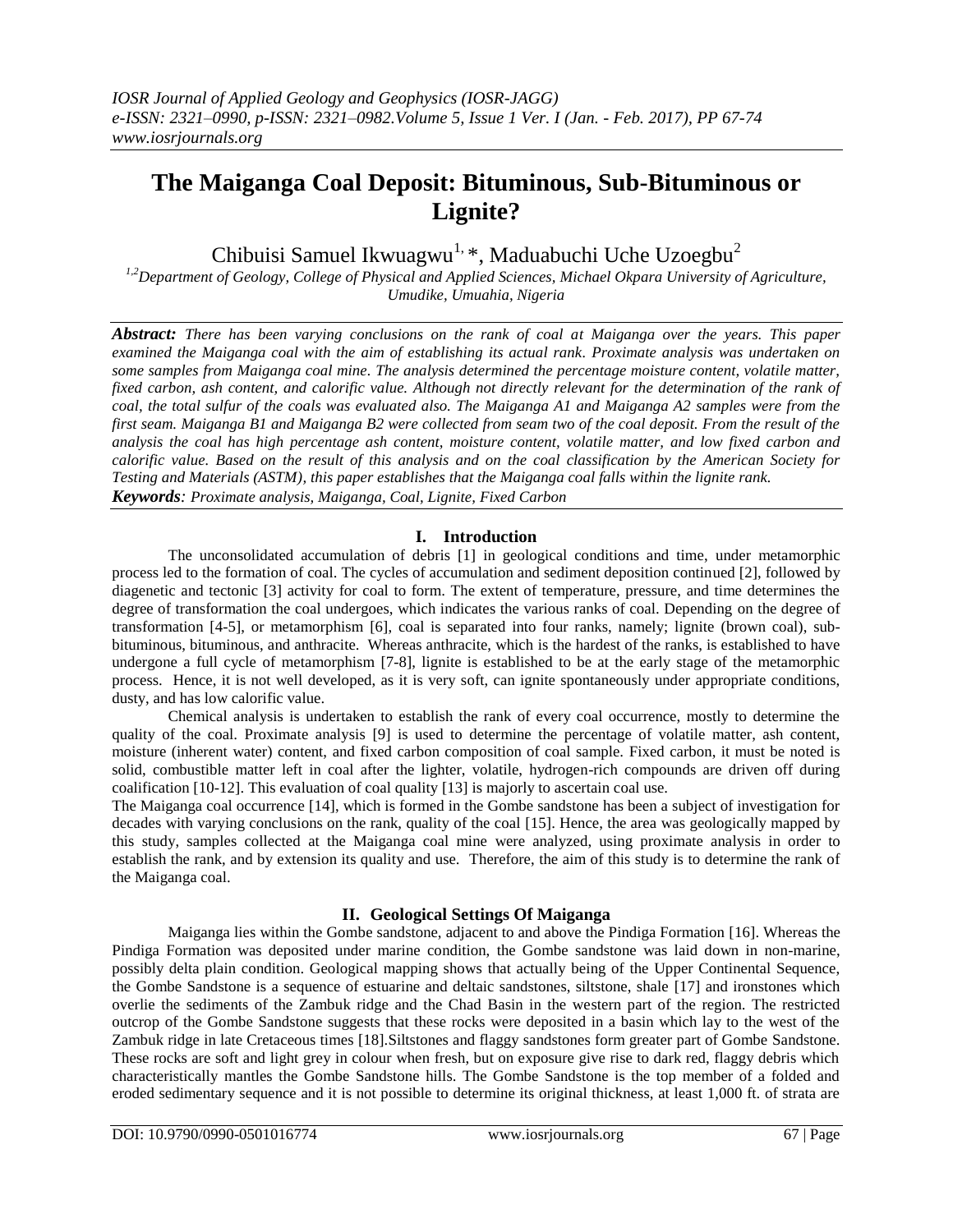# The Maiganga Coal Deposit: Bituminous, Sub-Bituminous or Lignite?

Chibuisi Samuel Ikwuagwu[1,*], Maduabuchi Uche Uzoegbu[2]

[1,2]*Department of Geology, College of Physical and Applied Sciences, Michael Okpara University of Agriculture, Umudike, Umuahia, Nigeria*

***Abstract:*** *There has been varying conclusions on the rank of coal at Maiganga over the years. This paper examined the Maiganga coal with the aim of establishing its actual rank. Proximate analysis was undertaken on some samples from Maiganga coal mine. The analysis determined the percentage moisture content, volatile matter, fixed carbon, ash content, and calorific value. Although not directly relevant for the determination of the rank of coal, the total sulfur of the coals was evaluated also. The Maiganga A1 and Maiganga A2 samples were from the first seam. Maiganga B1 and Maiganga B2 were collected from seam two of the coal deposit. From the result of the analysis the coal has high percentage ash content, moisture content, volatile matter, and low fixed carbon and calorific value. Based on the result of this analysis and on the coal classification by the American Society for Testing and Materials (ASTM), this paper establishes that the Maiganga coal falls within the lignite rank.*

***Keywords****: Proximate analysis, Maiganga, Coal, Lignite, Fixed Carbon*

## I. Introduction

The unconsolidated accumulation of debris [1] in geological conditions and time, under metamorphic process led to the formation of coal. The cycles of accumulation and sediment deposition continued [2], followed by diagenetic and tectonic [3] activity for coal to form. The extent of temperature, pressure, and time determines the degree of transformation the coal undergoes, which indicates the various ranks of coal. Depending on the degree of transformation [4-5], or metamorphism [6], coal is separated into four ranks, namely; lignite (brown coal), sub-bituminous, bituminous, and anthracite. Whereas anthracite, which is the hardest of the ranks, is established to have undergone a full cycle of metamorphism [7-8], lignite is established to be at the early stage of the metamorphic process. Hence, it is not well developed, as it is very soft, can ignite spontaneously under appropriate conditions, dusty, and has low calorific value.

Chemical analysis is undertaken to establish the rank of every coal occurrence, mostly to determine the quality of the coal. Proximate analysis [9] is used to determine the percentage of volatile matter, ash content, moisture (inherent water) content, and fixed carbon composition of coal sample. Fixed carbon, it must be noted is solid, combustible matter left in coal after the lighter, volatile, hydrogen-rich compounds are driven off during coalification [10-12]. This evaluation of coal quality [13] is majorly to ascertain coal use.

The Maiganga coal occurrence [14], which is formed in the Gombe sandstone has been a subject of investigation for decades with varying conclusions on the rank, quality of the coal [15]. Hence, the area was geologically mapped by this study, samples collected at the Maiganga coal mine were analyzed, using proximate analysis in order to establish the rank, and by extension its quality and use. Therefore, the aim of this study is to determine the rank of the Maiganga coal.

## II. Geological Settings Of Maiganga

Maiganga lies within the Gombe sandstone, adjacent to and above the Pindiga Formation [16]. Whereas the Pindiga Formation was deposited under marine condition, the Gombe sandstone was laid down in non-marine, possibly delta plain condition. Geological mapping shows that actually being of the Upper Continental Sequence, the Gombe Sandstone is a sequence of estuarine and deltaic sandstones, siltstone, shale [17] and ironstones which overlie the sediments of the Zambuk ridge and the Chad Basin in the western part of the region. The restricted outcrop of the Gombe Sandstone suggests that these rocks were deposited in a basin which lay to the west of the Zambuk ridge in late Cretaceous times [18].Siltstones and flaggy sandstones form greater part of Gombe Sandstone. These rocks are soft and light grey in colour when fresh, but on exposure give rise to dark red, flaggy debris which characteristically mantles the Gombe Sandstone hills. The Gombe Sandstone is the top member of a folded and eroded sedimentary sequence and it is not possible to determine its original thickness, at least 1,000 ft. of strata are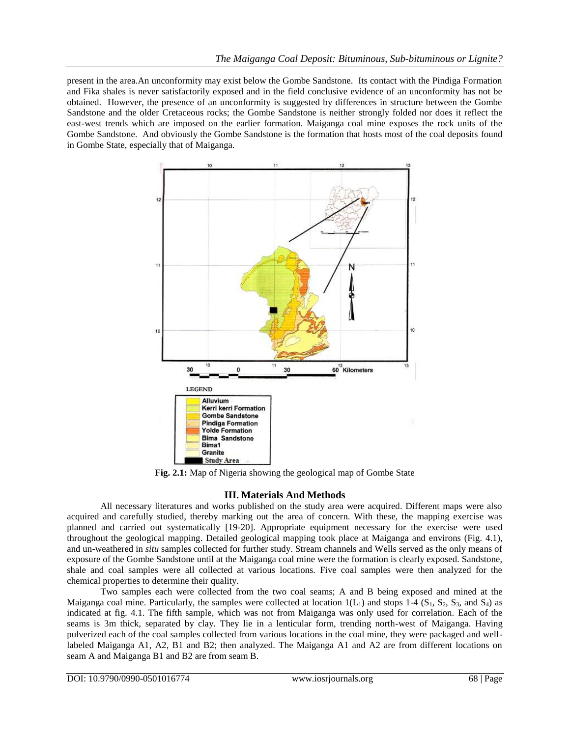present in the area.An unconformity may exist below the Gombe Sandstone. Its contact with the Pindiga Formation and Fika shales is never satisfactorily exposed and in the field conclusive evidence of an unconformity has not be obtained. However, the presence of an unconformity is suggested by differences in structure between the Gombe Sandstone and the older Cretaceous rocks; the Gombe Sandstone is neither strongly folded nor does it reflect the east-west trends which are imposed on the earlier formation. Maiganga coal mine exposes the rock units of the Gombe Sandstone. And obviously the Gombe Sandstone is the formation that hosts most of the coal deposits found in Gombe State, especially that of Maiganga.

**Fig. 2.1:** Map of Nigeria showing the geological map of Gombe State

## III. Materials And Methods

All necessary literatures and works published on the study area were acquired. Different maps were also acquired and carefully studied, thereby marking out the area of concern. With these, the mapping exercise was planned and carried out systematically [19-20]. Appropriate equipment necessary for the exercise were used throughout the geological mapping. Detailed geological mapping took place at Maiganga and environs (Fig. 4.1), and un-weathered in *situ* samples collected for further study. Stream channels and Wells served as the only means of exposure of the Gombe Sandstone until at the Maiganga coal mine were the formation is clearly exposed. Sandstone, shale and coal samples were all collected at various locations. Five coal samples were then analyzed for the chemical properties to determine their quality.

Two samples each were collected from the two coal seams; A and B being exposed and mined at the Maiganga coal mine. Particularly, the samples were collected at location $1(L_1)$ and stops 1-4 ($S_1$, $S_2$, $S_3$, and $S_4$) as indicated at fig. 4.1. The fifth sample, which was not from Maiganga was only used for correlation. Each of the seams is 3m thick, separated by clay. They lie in a lenticular form, trending north-west of Maiganga. Having pulverized each of the coal samples collected from various locations in the coal mine, they were packaged and well-labeled Maiganga A1, A2, B1 and B2; then analyzed. The Maiganga A1 and A2 are from different locations on seam A and Maiganga B1 and B2 are from seam B.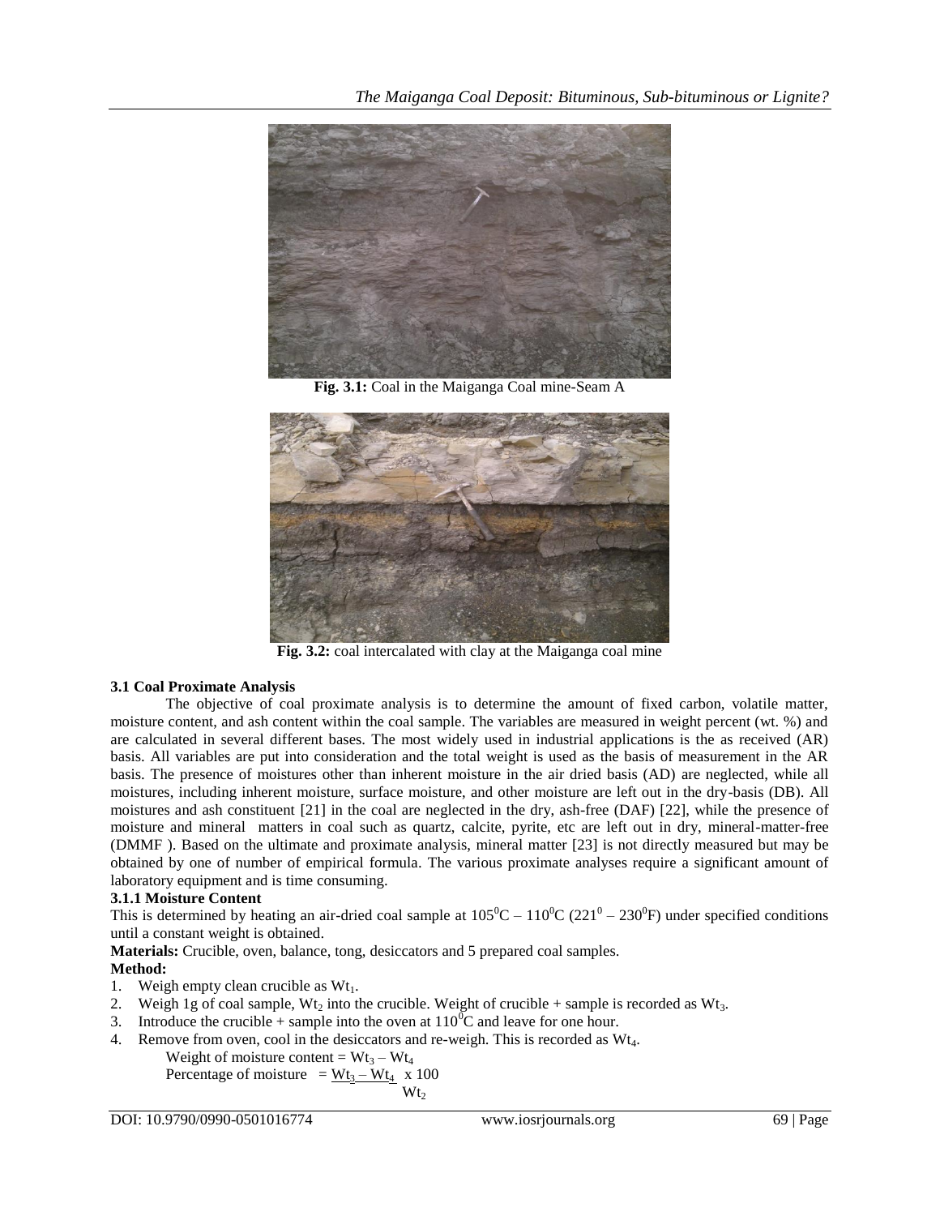**Fig. 3.1:** Coal in the Maiganga Coal mine-Seam A

**Fig. 3.2:** coal intercalated with clay at the Maiganga coal mine

### 3.1 Coal Proximate Analysis

The objective of coal proximate analysis is to determine the amount of fixed carbon, volatile matter, moisture content, and ash content within the coal sample. The variables are measured in weight percent (wt. %) and are calculated in several different bases. The most widely used in industrial applications is the as received (AR) basis. All variables are put into consideration and the total weight is used as the basis of measurement in the AR basis. The presence of moistures other than inherent moisture in the air dried basis (AD) are neglected, while all moistures, including inherent moisture, surface moisture, and other moisture are left out in the dry-basis (DB). All moistures and ash constituent [21] in the coal are neglected in the dry, ash-free (DAF) [22], while the presence of moisture and mineral matters in coal such as quartz, calcite, pyrite, etc are left out in dry, mineral-matter-free (DMMF ). Based on the ultimate and proximate analysis, mineral matter [23] is not directly measured but may be obtained by one of number of empirical formula. The various proximate analyses require a significant amount of laboratory equipment and is time consuming.

#### 3.1.1 Moisture Content

This is determined by heating an air-dried coal sample at $105^0C – 110^0C$ ($221^0 – 230^0F$) under specified conditions until a constant weight is obtained.

**Materials:** Crucible, oven, balance, tong, desiccators and 5 prepared coal samples.

**Method:**

1. Weigh empty clean crucible as $Wt_1$.
2. Weigh 1g of coal sample, $Wt_2$ into the crucible. Weight of crucible + sample is recorded as $Wt_3$.
3. Introduce the crucible + sample into the oven at $110^0C$ and leave for one hour.
4. Remove from oven, cool in the desiccators and re-weigh. This is recorded as $Wt_4$.

Weight of moisture content = $Wt_3 – Wt_4$

$$\text{Percentage of moisture} = \frac{Wt_3 - Wt_4}{Wt_2} \times 100$$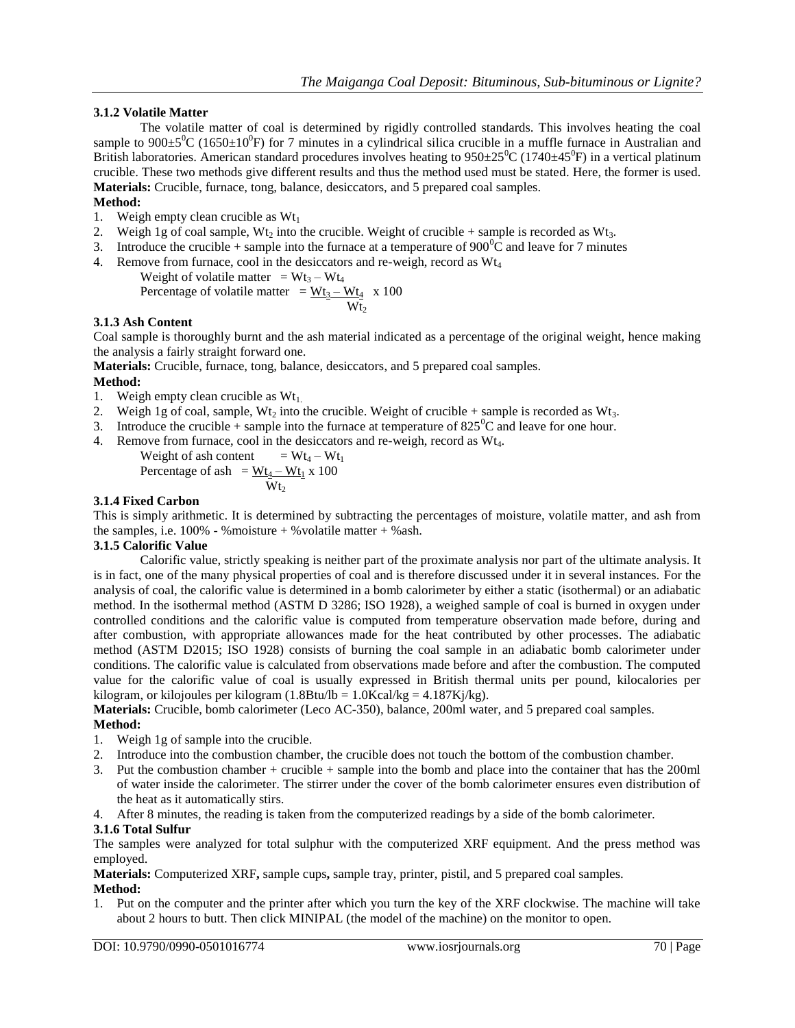### 3.1.2 Volatile Matter

The volatile matter of coal is determined by rigidly controlled standards. This involves heating the coal sample to $900\pm5^0$C ($1650\pm10^0$F) for 7 minutes in a cylindrical silica crucible in a muffle furnace in Australian and British laboratories. American standard procedures involves heating to $950\pm25^0$C ($1740\pm45^0$F) in a vertical platinum crucible. These two methods give different results and thus the method used must be stated. Here, the former is used.

**Materials:** Crucible, furnace, tong, balance, desiccators, and 5 prepared coal samples.

**Method:**

1. Weigh empty clean crucible as $Wt_1$
2. Weigh 1g of coal sample, $Wt_2$ into the crucible. Weight of crucible + sample is recorded as $Wt_3$.
3. Introduce the crucible + sample into the furnace at a temperature of $900^0$C and leave for 7 minutes
4. Remove from furnace, cool in the desiccators and re-weigh, record as $Wt_4$

$$\text{Weight of volatile matter} = Wt_3 - Wt_4$$

$$\text{Percentage of volatile matter} = \frac{Wt_3 - Wt_4}{Wt_2} \times 100$$

### 3.1.3 Ash Content

Coal sample is thoroughly burnt and the ash material indicated as a percentage of the original weight, hence making the analysis a fairly straight forward one.

**Materials:** Crucible, furnace, tong, balance, desiccators, and 5 prepared coal samples.

**Method:**

1. Weigh empty clean crucible as $Wt_1$.
2. Weigh 1g of coal, sample, $Wt_2$ into the crucible. Weight of crucible + sample is recorded as $Wt_3$.
3. Introduce the crucible + sample into the furnace at temperature of $825^0$C and leave for one hour.
4. Remove from furnace, cool in the desiccators and re-weigh, record as $Wt_4$.

$$\text{Weight of ash content} = Wt_4 - Wt_1$$

$$\text{Percentage of ash} = \frac{Wt_4 - Wt_1}{Wt_2} \times 100$$

### 3.1.4 Fixed Carbon

This is simply arithmetic. It is determined by subtracting the percentages of moisture, volatile matter, and ash from the samples, i.e. 100% - %moisture + %volatile matter + %ash.

### 3.1.5 Calorific Value

Calorific value, strictly speaking is neither part of the proximate analysis nor part of the ultimate analysis. It is in fact, one of the many physical properties of coal and is therefore discussed under it in several instances. For the analysis of coal, the calorific value is determined in a bomb calorimeter by either a static (isothermal) or an adiabatic method. In the isothermal method (ASTM D 3286; ISO 1928), a weighed sample of coal is burned in oxygen under controlled conditions and the calorific value is computed from temperature observation made before, during and after combustion, with appropriate allowances made for the heat contributed by other processes. The adiabatic method (ASTM D2015; ISO 1928) consists of burning the coal sample in an adiabatic bomb calorimeter under conditions. The calorific value is calculated from observations made before and after the combustion. The computed value for the calorific value of coal is usually expressed in British thermal units per pound, kilocalories per kilogram, or kilojoules per kilogram (1.8Btu/lb = 1.0Kcal/kg = 4.187Kj/kg).

**Materials:** Crucible, bomb calorimeter (Leco AC-350), balance, 200ml water, and 5 prepared coal samples.

**Method:**

1. Weigh 1g of sample into the crucible.
2. Introduce into the combustion chamber, the crucible does not touch the bottom of the combustion chamber.
3. Put the combustion chamber + crucible + sample into the bomb and place into the container that has the 200ml of water inside the calorimeter. The stirrer under the cover of the bomb calorimeter ensures even distribution of the heat as it automatically stirs.
4. After 8 minutes, the reading is taken from the computerized readings by a side of the bomb calorimeter.

### 3.1.6 Total Sulfur

The samples were analyzed for total sulphur with the computerized XRF equipment. And the press method was employed.

**Materials:** Computerized XRF**,** sample cups**,** sample tray, printer, pistil, and 5 prepared coal samples.

**Method:**

1. Put on the computer and the printer after which you turn the key of the XRF clockwise. The machine will take about 2 hours to butt. Then click MINIPAL (the model of the machine) on the monitor to open.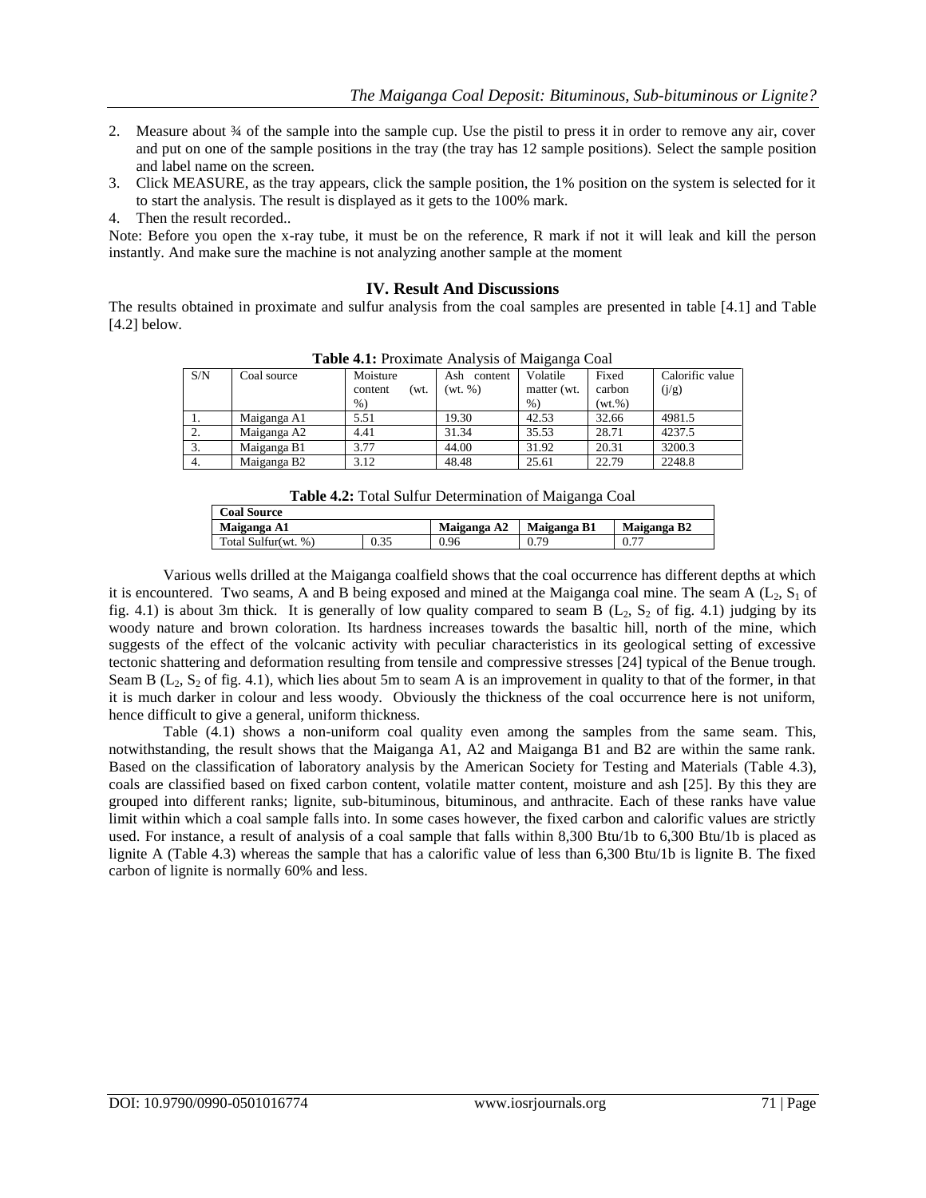2. Measure about ¾ of the sample into the sample cup. Use the pistil to press it in order to remove any air, cover and put on one of the sample positions in the tray (the tray has 12 sample positions). Select the sample position and label name on the screen.
3. Click MEASURE, as the tray appears, click the sample position, the 1% position on the system is selected for it to start the analysis. The result is displayed as it gets to the 100% mark.
4. Then the result recorded..

Note: Before you open the x-ray tube, it must be on the reference, R mark if not it will leak and kill the person instantly. And make sure the machine is not analyzing another sample at the moment

## IV. Result And Discussions

The results obtained in proximate and sulfur analysis from the coal samples are presented in table [4.1] and Table [4.2] below.

**Table 4.1:** Proximate Analysis of Maiganga Coal

| S/N | Coal source | Moisture content (wt. %) | Ash content (wt. %) | Volatile matter (wt. %) | Fixed carbon (wt.%) | Calorific value (j/g) |
|---|---|---|---|---|---|---|
| 1. | Maiganga A1 | 5.51 | 19.30 | 42.53 | 32.66 | 4981.5 |
| 2. | Maiganga A2 | 4.41 | 31.34 | 35.53 | 28.71 | 4237.5 |
| 3. | Maiganga B1 | 3.77 | 44.00 | 31.92 | 20.31 | 3200.3 |
| 4. | Maiganga B2 | 3.12 | 48.48 | 25.61 | 22.79 | 2248.8 |

**Table 4.2:** Total Sulfur Determination of Maiganga Coal

| **Coal Source** | | | | |
|---|---|---|---|---|
| **Maiganga A1** | | **Maiganga A2** | **Maiganga B1** | **Maiganga B2** |
| Total Sulfur(wt. %) | 0.35 | 0.96 | 0.79 | 0.77 |

Various wells drilled at the Maiganga coalfield shows that the coal occurrence has different depths at which it is encountered. Two seams, A and B being exposed and mined at the Maiganga coal mine. The seam A ($L_2$, $S_1$ of fig. 4.1) is about 3m thick. It is generally of low quality compared to seam B ($L_2$, $S_2$ of fig. 4.1) judging by its woody nature and brown coloration. Its hardness increases towards the basaltic hill, north of the mine, which suggests of the effect of the volcanic activity with peculiar characteristics in its geological setting of excessive tectonic shattering and deformation resulting from tensile and compressive stresses [24] typical of the Benue trough. Seam B ($L_2$, $S_2$ of fig. 4.1), which lies about 5m to seam A is an improvement in quality to that of the former, in that it is much darker in colour and less woody. Obviously the thickness of the coal occurrence here is not uniform, hence difficult to give a general, uniform thickness.

Table (4.1) shows a non-uniform coal quality even among the samples from the same seam. This, notwithstanding, the result shows that the Maiganga A1, A2 and Maiganga B1 and B2 are within the same rank. Based on the classification of laboratory analysis by the American Society for Testing and Materials (Table 4.3), coals are classified based on fixed carbon content, volatile matter content, moisture and ash [25]. By this they are grouped into different ranks; lignite, sub-bituminous, bituminous, and anthracite. Each of these ranks have value limit within which a coal sample falls into. In some cases however, the fixed carbon and calorific values are strictly used. For instance, a result of analysis of a coal sample that falls within 8,300 Btu/1b to 6,300 Btu/1b is placed as lignite A (Table 4.3) whereas the sample that has a calorific value of less than 6,300 Btu/1b is lignite B. The fixed carbon of lignite is normally 60% and less.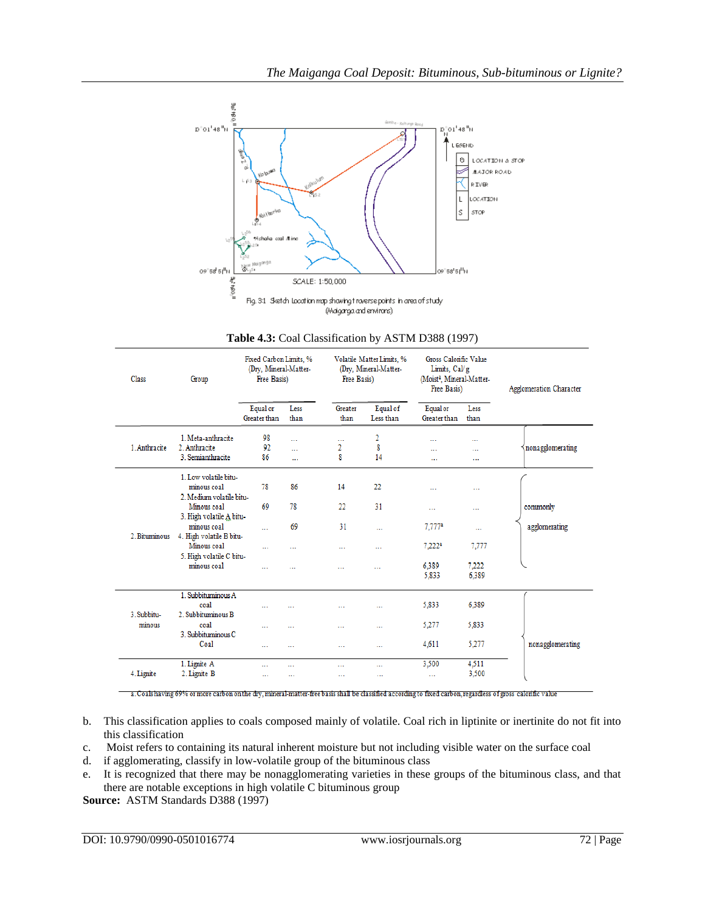Fig. 3.1 Sketch location map showing traverse points in area of study (Maiganga and environs)

**Table 4.3:** Coal Classification by ASTM D388 (1997)

| Class | Group | Fixed Carbon Limits, % (Dry, Mineral-Matter-Free Basis) | | Volatile Matter Limits, % (Dry, Mineral-Matter-Free Basis) | | Gross Calorific Value Limits, Cal/g (Moist[a], Mineral-Matter-Free Basis) | | Agglomeration Character |
|---|---|---|---|---|---|---|---|---|
| | | Equal or Greater than | Less than | Greater than | Equal of Less than | Equal or Greater than | Less than | |
| 1. Anthracite | 1. Meta-anthracite | 98 | ... | ... | 2 | ... | ... | nonagglomerating |
| | 2. Anthracite | 92 | ... | 2 | 8 | ... | ... | |
| | 3. Semianthracite | 86 | ... | 8 | 14 | ... | ... | |
| 2. Bituminous | 1. Low volatile bituminous coal | 78 | 86 | 14 | 22 | ... | ... | commonly agglomerating |
| | 2. Medium volatile bituminous coal | 69 | 78 | 22 | 31 | ... | ... | |
| | 3. High volatile A bituminous coal | ... | 69 | 31 | ... | 7,777[a] | ... | |
| | 4. High volatile B bituminous coal | ... | ... | ... | ... | 7,222[a] | 7,777 | |
| | 5. High volatile C bituminous coal | ... | ... | ... | ... | 6,389<br>5,833 | 7,222<br>6,389 | |
| 3. Subbituminous | 1. Subbituminous A coal | ... | ... | ... | ... | 5,833 | 6,389 | nonagglomerating |
| | 2. Subbituminous B coal | ... | ... | ... | ... | 5,277 | 5,833 | |
| | 3. Subbituminous C Coal | ... | ... | ... | ... | 4,611 | 5,277 | |
| 4. Lignite | 1. Lignite A | ... | ... | ... | ... | 3,500 | 4,511 | |
| | 2. Lignite B | ... | ... | ... | ... | ... | 3,500 | |

a. Coals having 69% or more carbon on the dry, mineral-matter-free basis shall be classified according to fixed carbon, regardless of gross calorific value

b. This classification applies to coals composed mainly of volatile. Coal rich in liptinite or inertinite do not fit into this classification

c. Moist refers to containing its natural inherent moisture but not including visible water on the surface coal

d. if agglomerating, classify in low-volatile group of the bituminous class

e. It is recognized that there may be nonagglomerating varieties in these groups of the bituminous class, and that there are notable exceptions in high volatile C bituminous group

**Source:** ASTM Standards D388 (1997)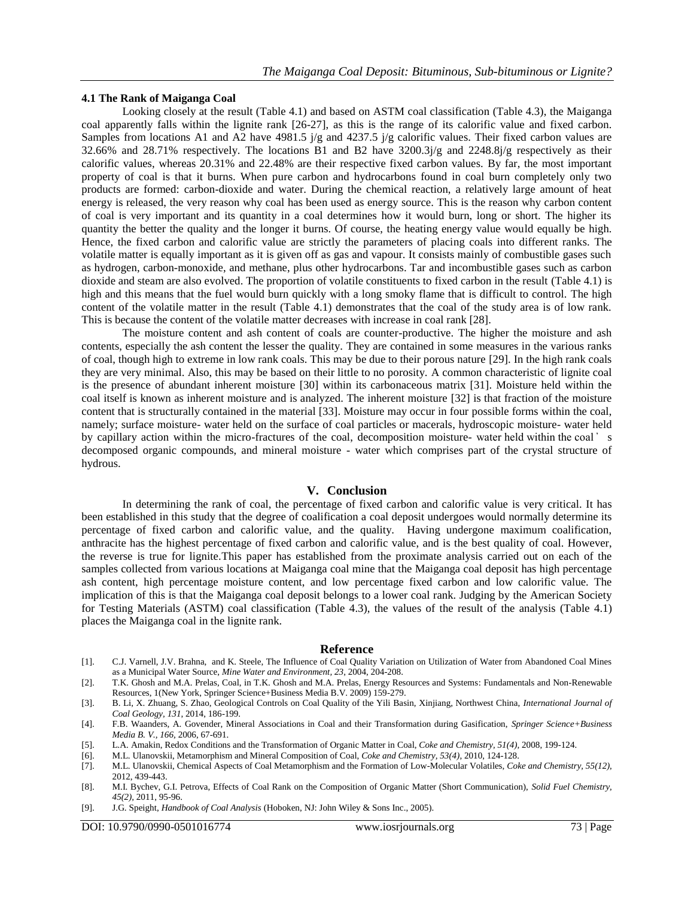### 4.1 The Rank of Maiganga Coal

Looking closely at the result (Table 4.1) and based on ASTM coal classification (Table 4.3), the Maiganga coal apparently falls within the lignite rank [26-27], as this is the range of its calorific value and fixed carbon. Samples from locations A1 and A2 have 4981.5 j/g and 4237.5 j/g calorific values. Their fixed carbon values are 32.66% and 28.71% respectively. The locations B1 and B2 have 3200.3j/g and 2248.8j/g respectively as their calorific values, whereas 20.31% and 22.48% are their respective fixed carbon values. By far, the most important property of coal is that it burns. When pure carbon and hydrocarbons found in coal burn completely only two products are formed: carbon-dioxide and water. During the chemical reaction, a relatively large amount of heat energy is released, the very reason why coal has been used as energy source. This is the reason why carbon content of coal is very important and its quantity in a coal determines how it would burn, long or short. The higher its quantity the better the quality and the longer it burns. Of course, the heating energy value would equally be high. Hence, the fixed carbon and calorific value are strictly the parameters of placing coals into different ranks. The volatile matter is equally important as it is given off as gas and vapour. It consists mainly of combustible gases such as hydrogen, carbon-monoxide, and methane, plus other hydrocarbons. Tar and incombustible gases such as carbon dioxide and steam are also evolved. The proportion of volatile constituents to fixed carbon in the result (Table 4.1) is high and this means that the fuel would burn quickly with a long smoky flame that is difficult to control. The high content of the volatile matter in the result (Table 4.1) demonstrates that the coal of the study area is of low rank. This is because the content of the volatile matter decreases with increase in coal rank [28].

The moisture content and ash content of coals are counter-productive. The higher the moisture and ash contents, especially the ash content the lesser the quality. They are contained in some measures in the various ranks of coal, though high to extreme in low rank coals. This may be due to their porous nature [29]. In the high rank coals they are very minimal. Also, this may be based on their little to no porosity. A common characteristic of lignite coal is the presence of abundant inherent moisture [30] within its carbonaceous matrix [31]. Moisture held within the coal itself is known as inherent moisture and is analyzed. The inherent moisture [32] is that fraction of the moisture content that is structurally contained in the material [33]. Moisture may occur in four possible forms within the coal, namely; surface moisture- water held on the surface of coal particles or macerals, hydroscopic moisture- water held by capillary action within the micro-fractures of the coal, decomposition moisture- water held within the coal's decomposed organic compounds, and mineral moisture - water which comprises part of the crystal structure of hydrous.

## V. Conclusion

In determining the rank of coal, the percentage of fixed carbon and calorific value is very critical. It has been established in this study that the degree of coalification a coal deposit undergoes would normally determine its percentage of fixed carbon and calorific value, and the quality. Having undergone maximum coalification, anthracite has the highest percentage of fixed carbon and calorific value, and is the best quality of coal. However, the reverse is true for lignite.This paper has established from the proximate analysis carried out on each of the samples collected from various locations at Maiganga coal mine that the Maiganga coal deposit has high percentage ash content, high percentage moisture content, and low percentage fixed carbon and low calorific value. The implication of this is that the Maiganga coal deposit belongs to a lower coal rank. Judging by the American Society for Testing Materials (ASTM) coal classification (Table 4.3), the values of the result of the analysis (Table 4.1) places the Maiganga coal in the lignite rank.

## Reference

[1]. C.J. Varnell, J.V. Brahna, and K. Steele, The Influence of Coal Quality Variation on Utilization of Water from Abandoned Coal Mines as a Municipal Water Source, *Mine Water and Environment, 23*, 2004, 204-208.

[2]. T.K. Ghosh and M.A. Prelas, Coal, in T.K. Ghosh and M.A. Prelas, Energy Resources and Systems: Fundamentals and Non-Renewable Resources, 1(New York, Springer Science+Business Media B.V. 2009) 159-279.

[3]. B. Li, X. Zhuang, S. Zhao, Geological Controls on Coal Quality of the Yili Basin, Xinjiang, Northwest China, *International Journal of Coal Geology, 131*, 2014, 186-199.

[4]. F.B. Waanders, A. Govender, Mineral Associations in Coal and their Transformation during Gasification, *Springer Science+Business Media B. V., 166*, 2006, 67-691.

[5]. L.A. Amakin, Redox Conditions and the Transformation of Organic Matter in Coal, *Coke and Chemistry, 51(4)*, 2008, 199-124.

[6]. M.L. Ulanovskii, Metamorphism and Mineral Composition of Coal, *Coke and Chemistry, 53(4)*, 2010, 124-128.

[7]. M.L. Ulanovskii, Chemical Aspects of Coal Metamorphism and the Formation of Low-Molecular Volatiles, *Coke and Chemistry, 55(12)*, 2012, 439-443.

[8]. M.I. Bychev, G.I. Petrova, Effects of Coal Rank on the Composition of Organic Matter (Short Communication), *Solid Fuel Chemistry, 45(2)*, 2011, 95-96.

[9]. J.G. Speight, *Handbook of Coal Analysis* (Hoboken, NJ: John Wiley & Sons Inc., 2005).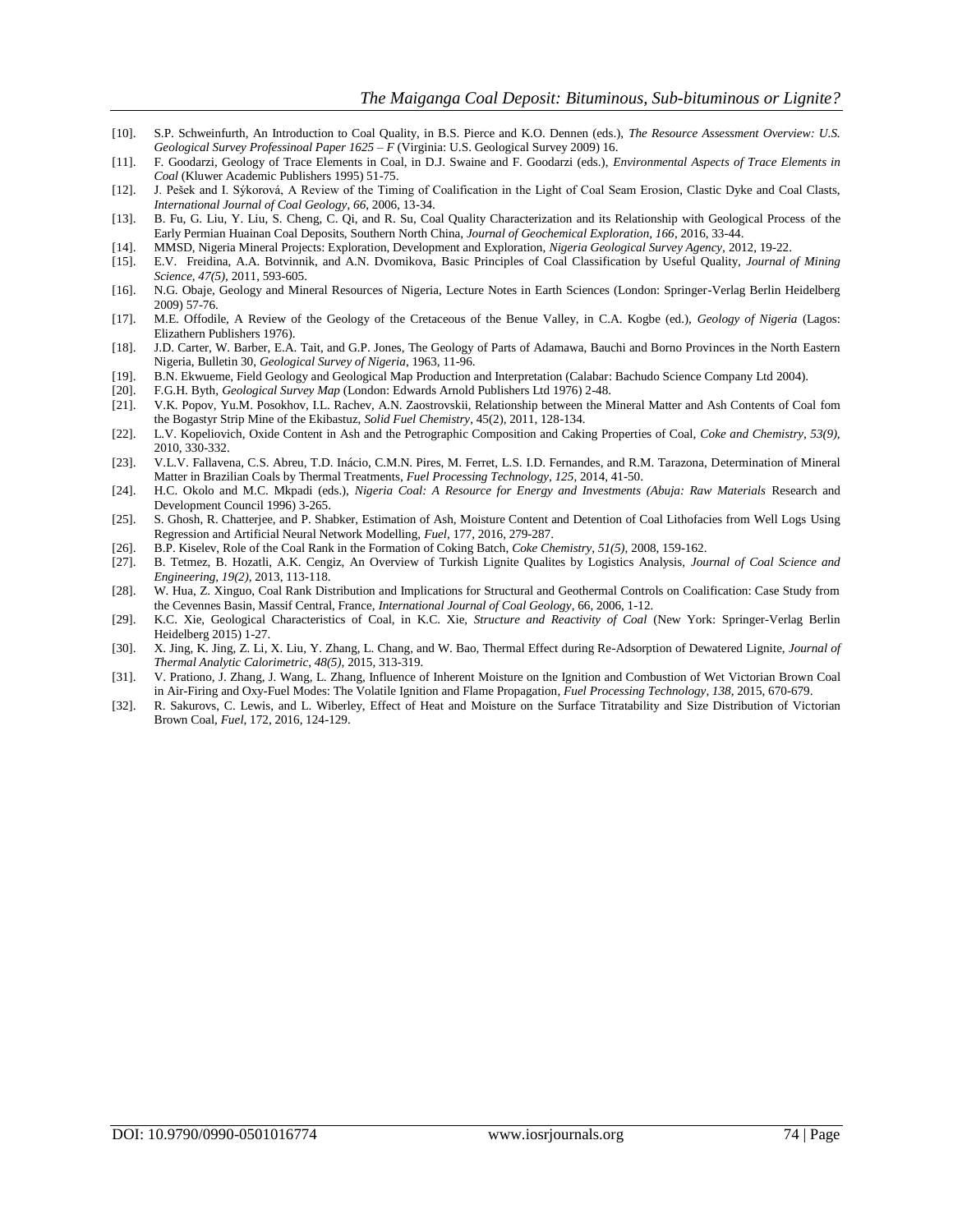[10]. S.P. Schweinfurth, An Introduction to Coal Quality, in B.S. Pierce and K.O. Dennen (eds.), *The Resource Assessment Overview: U.S. Geological Survey Professinoal Paper 1625 – F* (Virginia: U.S. Geological Survey 2009) 16.

[11]. F. Goodarzi, Geology of Trace Elements in Coal, in D.J. Swaine and F. Goodarzi (eds.), *Environmental Aspects of Trace Elements in Coal* (Kluwer Academic Publishers 1995) 51-75.

[12]. J. Pešek and I. Sýkorová, A Review of the Timing of Coalification in the Light of Coal Seam Erosion, Clastic Dyke and Coal Clasts, *International Journal of Coal Geology, 66*, 2006, 13-34.

[13]. B. Fu, G. Liu, Y. Liu, S. Cheng, C. Qi, and R. Su, Coal Quality Characterization and its Relationship with Geological Process of the Early Permian Huainan Coal Deposits, Southern North China, *Journal of Geochemical Exploration, 166*, 2016, 33-44.

[14]. MMSD, Nigeria Mineral Projects: Exploration, Development and Exploration, *Nigeria Geological Survey Agency*, 2012, 19-22.

[15]. E.V. Freidina, A.A. Botvinnik, and A.N. Dvomikova, Basic Principles of Coal Classification by Useful Quality, *Journal of Mining Science, 47(5)*, 2011, 593-605.

[16]. N.G. Obaje, Geology and Mineral Resources of Nigeria, Lecture Notes in Earth Sciences (London: Springer-Verlag Berlin Heidelberg 2009) 57-76.

[17]. M.E. Offodile, A Review of the Geology of the Cretaceous of the Benue Valley, in C.A. Kogbe (ed.), *Geology of Nigeria* (Lagos: Elizathern Publishers 1976).

[18]. J.D. Carter, W. Barber, E.A. Tait, and G.P. Jones, The Geology of Parts of Adamawa, Bauchi and Borno Provinces in the North Eastern Nigeria, Bulletin 30, *Geological Survey of Nigeria*, 1963, 11-96.

[19]. B.N. Ekwueme, Field Geology and Geological Map Production and Interpretation (Calabar: Bachudo Science Company Ltd 2004).

[20]. F.G.H. Byth, *Geological Survey Map* (London: Edwards Arnold Publishers Ltd 1976) 2-48.

[21]. V.K. Popov, Yu.M. Posokhov, I.L. Rachev, A.N. Zaostrovskii, Relationship between the Mineral Matter and Ash Contents of Coal fom the Bogastyr Strip Mine of the Ekibastuz, *Solid Fuel Chemistry*, 45(2), 2011, 128-134.

[22]. L.V. Kopeliovich, Oxide Content in Ash and the Petrographic Composition and Caking Properties of Coal, *Coke and Chemistry, 53(9)*, 2010, 330-332.

[23]. V.L.V. Fallavena, C.S. Abreu, T.D. Inácio, C.M.N. Pires, M. Ferret, L.S. I.D. Fernandes, and R.M. Tarazona, Determination of Mineral Matter in Brazilian Coals by Thermal Treatments, *Fuel Processing Technology, 125*, 2014, 41-50.

[24]. H.C. Okolo and M.C. Mkpadi (eds.), *Nigeria Coal: A Resource for Energy and Investments (Abuja: Raw Materials* Research and Development Council 1996) 3-265.

[25]. S. Ghosh, R. Chatterjee, and P. Shabker, Estimation of Ash, Moisture Content and Detention of Coal Lithofacies from Well Logs Using Regression and Artificial Neural Network Modelling, *Fuel*, 177, 2016, 279-287.

[26]. B.P. Kiselev, Role of the Coal Rank in the Formation of Coking Batch, *Coke Chemistry, 51(5)*, 2008, 159-162.

[27]. B. Tetmez, B. Hozatli, A.K. Cengiz, An Overview of Turkish Lignite Qualites by Logistics Analysis, *Journal of Coal Science and Engineering, 19(2)*, 2013, 113-118.

[28]. W. Hua, Z. Xinguo, Coal Rank Distribution and Implications for Structural and Geothermal Controls on Coalification: Case Study from the Cevennes Basin, Massif Central, France, *International Journal of Coal Geology*, 66, 2006, 1-12.

[29]. K.C. Xie, Geological Characteristics of Coal, in K.C. Xie, *Structure and Reactivity of Coal* (New York: Springer-Verlag Berlin Heidelberg 2015) 1-27.

[30]. X. Jing, K. Jing, Z. Li, X. Liu, Y. Zhang, L. Chang, and W. Bao, Thermal Effect during Re-Adsorption of Dewatered Lignite, *Journal of Thermal Analytic Calorimetric, 48(5)*, 2015, 313-319.

[31]. V. Prationo, J. Zhang, J. Wang, L. Zhang, Influence of Inherent Moisture on the Ignition and Combustion of Wet Victorian Brown Coal in Air-Firing and Oxy-Fuel Modes: The Volatile Ignition and Flame Propagation, *Fuel Processing Technology, 138*, 2015, 670-679.

[32]. R. Sakurovs, C. Lewis, and L. Wiberley, Effect of Heat and Moisture on the Surface Titratability and Size Distribution of Victorian Brown Coal, *Fuel*, 172, 2016, 124-129.